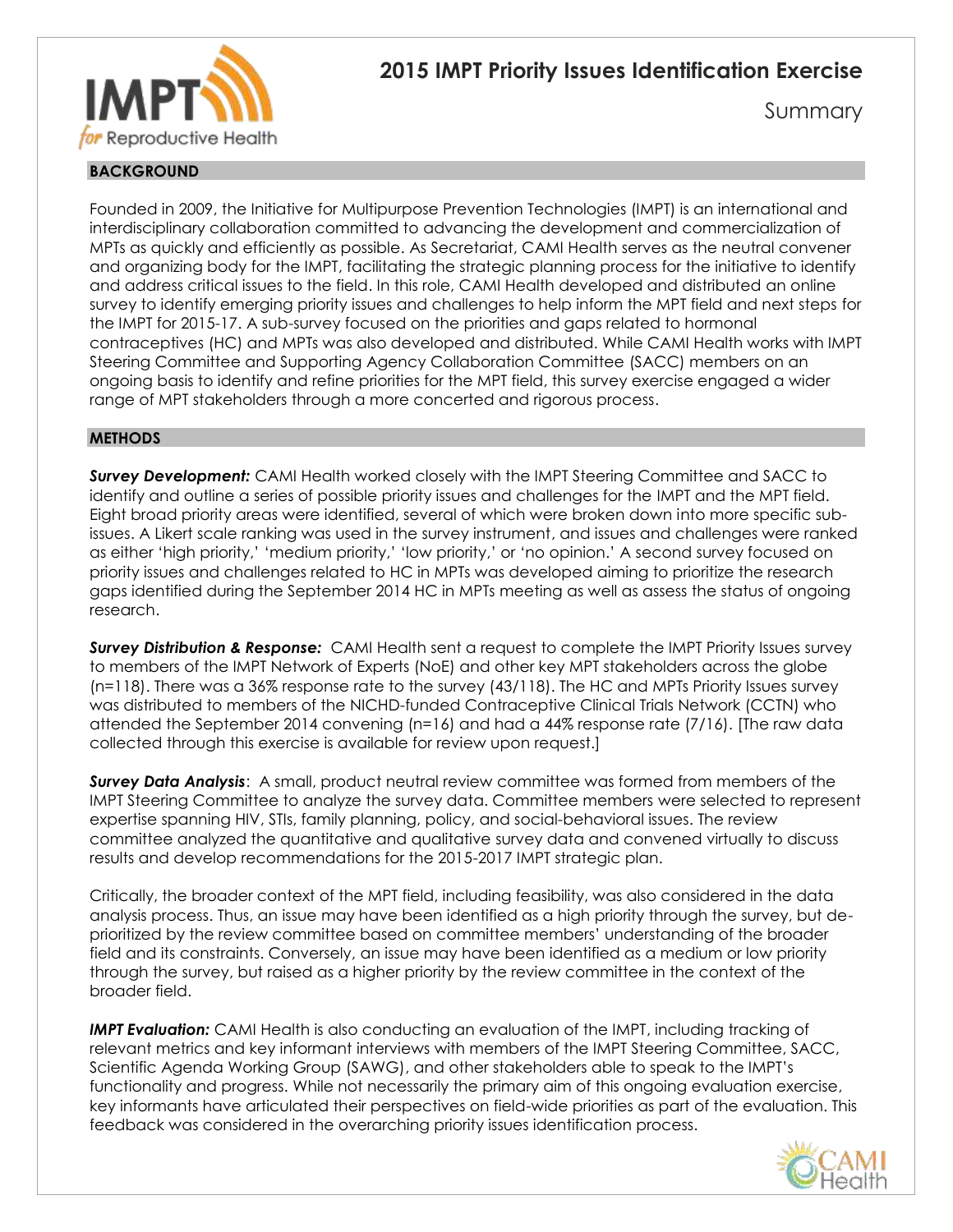# 2015 IMPT Priority Issues Identification Exercise

Summary

## BACKGROUND

Founded in 2009, the Initiative for Multipurpose Prevention Technologies (IMPT) is an international and interdisciplinary collaboration committed to advancing the development and commercialization of MPTs as quickly and efficiently as possible. As Secretariat, CAMI Health serves as the neutral convener and organizing body for the IMPT, facilitating the strategic planning process for the initiative to identify and address critical issues to the field. In this role, CAMI Health developed and distributed an online survey to identify emerging priority issues and challenges to help inform the MPT field and next steps for the IMPT for 2015-17. A sub-survey focused on the priorities and gaps related to hormonal contraceptives (HC) and MPTs was also developed and distributed. While CAMI Health works with IMPT Steering Committee and Supporting Agency Collaboration Committee (SACC) members on an ongoing basis to identify and refine priorities for the MPT field, this survey exercise engaged a wider range of MPT stakeholders through a more concerted and rigorous process.

## METHODS

***Survey Development:*** CAMI Health worked closely with the IMPT Steering Committee and SACC to identify and outline a series of possible priority issues and challenges for the IMPT and the MPT field. Eight broad priority areas were identified, several of which were broken down into more specific sub-issues. A Likert scale ranking was used in the survey instrument, and issues and challenges were ranked as either 'high priority,' 'medium priority,' 'low priority,' or 'no opinion.' A second survey focused on priority issues and challenges related to HC in MPTs was developed aiming to prioritize the research gaps identified during the September 2014 HC in MPTs meeting as well as assess the status of ongoing research.

***Survey Distribution & Response:*** CAMI Health sent a request to complete the IMPT Priority Issues survey to members of the IMPT Network of Experts (NoE) and other key MPT stakeholders across the globe (n=118). There was a 36% response rate to the survey (43/118). The HC and MPTs Priority Issues survey was distributed to members of the NICHD-funded Contraceptive Clinical Trials Network (CCTN) who attended the September 2014 convening (n=16) and had a 44% response rate (7/16). [The raw data collected through this exercise is available for review upon request.]

***Survey Data Analysis***: A small, product neutral review committee was formed from members of the IMPT Steering Committee to analyze the survey data. Committee members were selected to represent expertise spanning HIV, STIs, family planning, policy, and social-behavioral issues. The review committee analyzed the quantitative and qualitative survey data and convened virtually to discuss results and develop recommendations for the 2015-2017 IMPT strategic plan.

Critically, the broader context of the MPT field, including feasibility, was also considered in the data analysis process. Thus, an issue may have been identified as a high priority through the survey, but de-prioritized by the review committee based on committee members' understanding of the broader field and its constraints. Conversely, an issue may have been identified as a medium or low priority through the survey, but raised as a higher priority by the review committee in the context of the broader field.

***IMPT Evaluation:*** CAMI Health is also conducting an evaluation of the IMPT, including tracking of relevant metrics and key informant interviews with members of the IMPT Steering Committee, SACC, Scientific Agenda Working Group (SAWG), and other stakeholders able to speak to the IMPT's functionality and progress. While not necessarily the primary aim of this ongoing evaluation exercise, key informants have articulated their perspectives on field-wide priorities as part of the evaluation. This feedback was considered in the overarching priority issues identification process.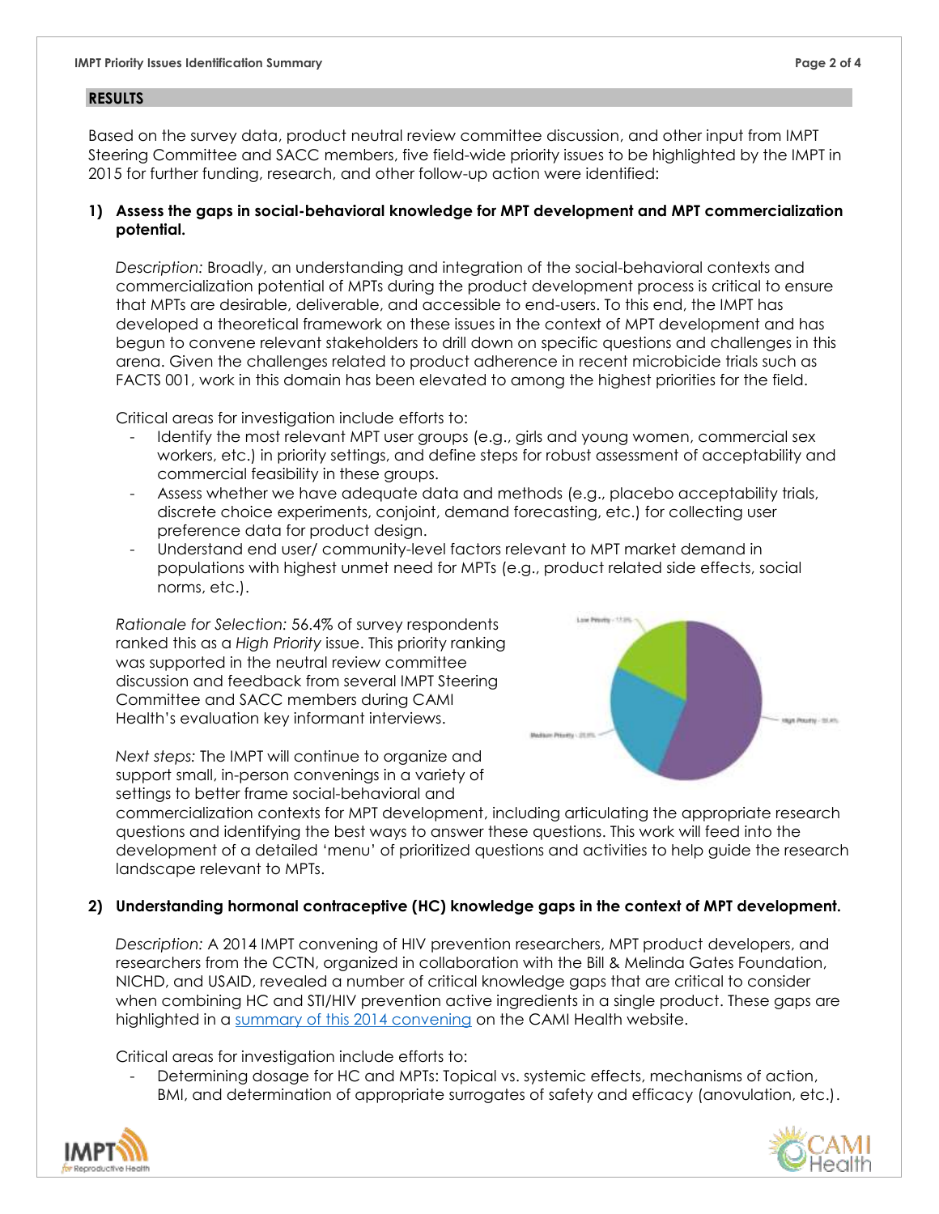## RESULTS

Based on the survey data, product neutral review committee discussion, and other input from IMPT Steering Committee and SACC members, five field-wide priority issues to be highlighted by the IMPT in 2015 for further funding, research, and other follow-up action were identified:

**1) Assess the gaps in social-behavioral knowledge for MPT development and MPT commercialization potential.**

*Description:* Broadly, an understanding and integration of the social-behavioral contexts and commercialization potential of MPTs during the product development process is critical to ensure that MPTs are desirable, deliverable, and accessible to end-users. To this end, the IMPT has developed a theoretical framework on these issues in the context of MPT development and has begun to convene relevant stakeholders to drill down on specific questions and challenges in this arena. Given the challenges related to product adherence in recent microbicide trials such as FACTS 001, work in this domain has been elevated to among the highest priorities for the field.

Critical areas for investigation include efforts to:

- Identify the most relevant MPT user groups (e.g., girls and young women, commercial sex workers, etc.) in priority settings, and define steps for robust assessment of acceptability and commercial feasibility in these groups.
- Assess whether we have adequate data and methods (e.g., placebo acceptability trials, discrete choice experiments, conjoint, demand forecasting, etc.) for collecting user preference data for product design.
- Understand end user/ community-level factors relevant to MPT market demand in populations with highest unmet need for MPTs (e.g., product related side effects, social norms, etc.).

*Rationale for Selection:* 56.4% of survey respondents ranked this as a *High Priority* issue. This priority ranking was supported in the neutral review committee discussion and feedback from several IMPT Steering Committee and SACC members during CAMI Health's evaluation key informant interviews.

*Next steps:* The IMPT will continue to organize and support small, in-person convenings in a variety of settings to better frame social-behavioral and commercialization contexts for MPT development, including articulating the appropriate research questions and identifying the best ways to answer these questions. This work will feed into the development of a detailed 'menu' of prioritized questions and activities to help guide the research landscape relevant to MPTs.

**2) Understanding hormonal contraceptive (HC) knowledge gaps in the context of MPT development.**

*Description:* A 2014 IMPT convening of HIV prevention researchers, MPT product developers, and researchers from the CCTN, organized in collaboration with the Bill & Melinda Gates Foundation, NICHD, and USAID, revealed a number of critical knowledge gaps that are critical to consider when combining HC and STI/HIV prevention active ingredients in a single product. These gaps are highlighted in a summary of this 2014 convening on the CAMI Health website.

Critical areas for investigation include efforts to:

- Determining dosage for HC and MPTs: Topical vs. systemic effects, mechanisms of action, BMI, and determination of appropriate surrogates of safety and efficacy (anovulation, etc.).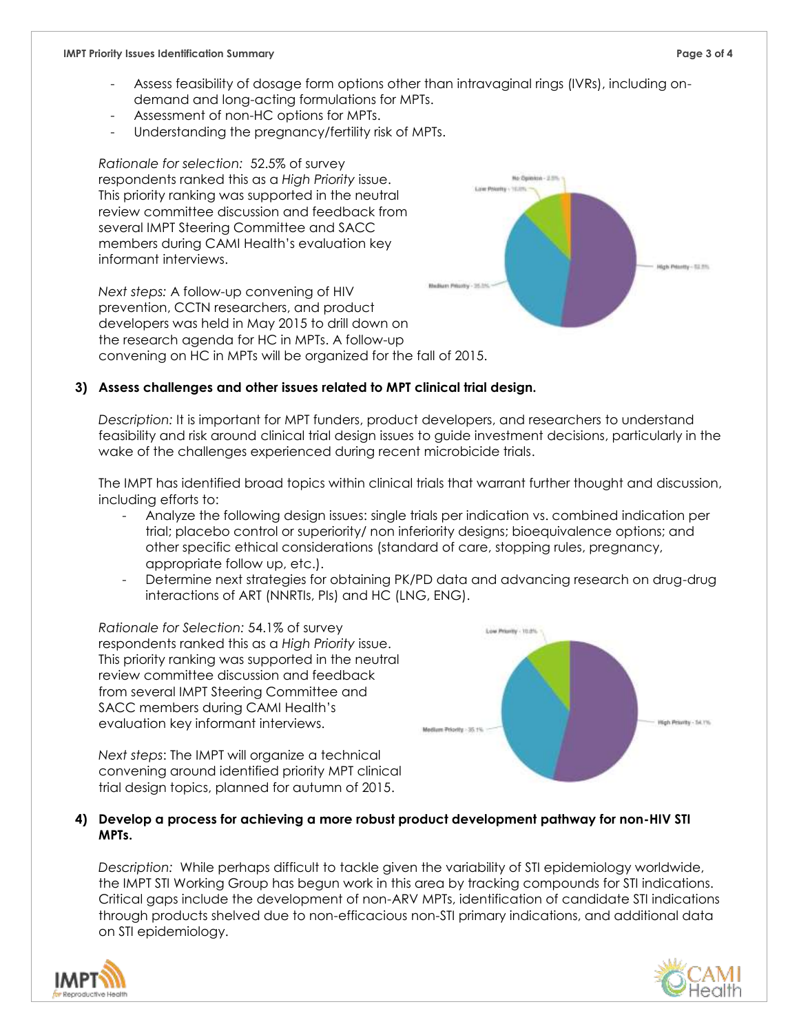- Assess feasibility of dosage form options other than intravaginal rings (IVRs), including on-demand and long-acting formulations for MPTs.
- Assessment of non-HC options for MPTs.
- Understanding the pregnancy/fertility risk of MPTs.

*Rationale for selection:* 52.5% of survey respondents ranked this as a *High Priority* issue. This priority ranking was supported in the neutral review committee discussion and feedback from several IMPT Steering Committee and SACC members during CAMI Health's evaluation key informant interviews.

*Next steps:* A follow-up convening of HIV prevention, CCTN researchers, and product developers was held in May 2015 to drill down on the research agenda for HC in MPTs. A follow-up convening on HC in MPTs will be organized for the fall of 2015.

**3) Assess challenges and other issues related to MPT clinical trial design.**

*Description:* It is important for MPT funders, product developers, and researchers to understand feasibility and risk around clinical trial design issues to guide investment decisions, particularly in the wake of the challenges experienced during recent microbicide trials.

The IMPT has identified broad topics within clinical trials that warrant further thought and discussion, including efforts to:

- Analyze the following design issues: single trials per indication vs. combined indication per trial; placebo control or superiority/ non inferiority designs; bioequivalence options; and other specific ethical considerations (standard of care, stopping rules, pregnancy, appropriate follow up, etc.).
- Determine next strategies for obtaining PK/PD data and advancing research on drug-drug interactions of ART (NNRTIs, PIs) and HC (LNG, ENG).

*Rationale for Selection:* 54.1% of survey respondents ranked this as a *High Priority* issue. This priority ranking was supported in the neutral review committee discussion and feedback from several IMPT Steering Committee and SACC members during CAMI Health's evaluation key informant interviews.

*Next steps*: The IMPT will organize a technical convening around identified priority MPT clinical trial design topics, planned for autumn of 2015.

**4) Develop a process for achieving a more robust product development pathway for non-HIV STI MPTs.**

*Description:* While perhaps difficult to tackle given the variability of STI epidemiology worldwide, the IMPT STI Working Group has begun work in this area by tracking compounds for STI indications. Critical gaps include the development of non-ARV MPTs, identification of candidate STI indications through products shelved due to non-efficacious non-STI primary indications, and additional data on STI epidemiology.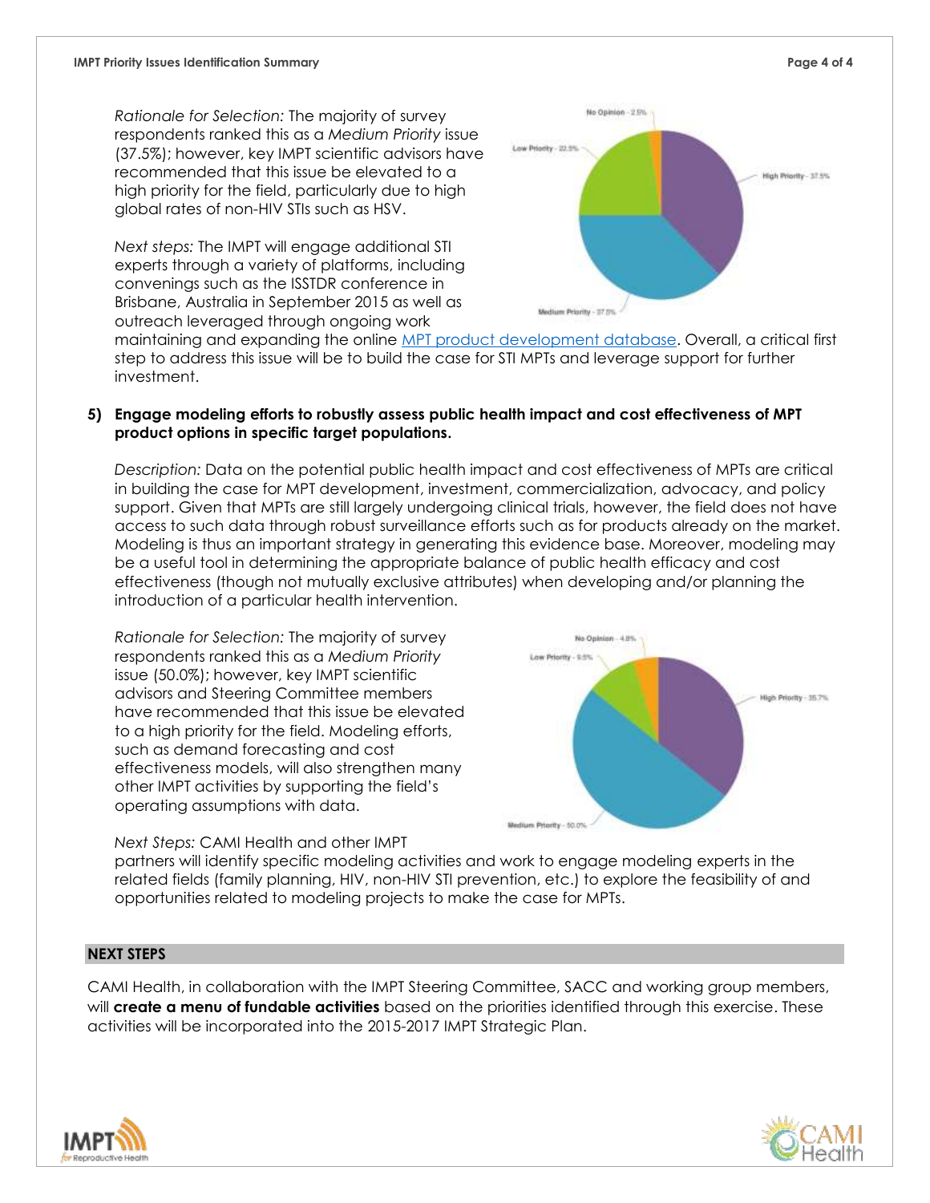*Rationale for Selection:* The majority of survey respondents ranked this as a *Medium Priority* issue (37.5%); however, key IMPT scientific advisors have recommended that this issue be elevated to a high priority for the field, particularly due to high global rates of non-HIV STIs such as HSV.

No Opinion - 2.5%
Low Priority - 22.5%
High Priority - 37.5%
Medium Priority - 37.5%

*Next steps:* The IMPT will engage additional STI experts through a variety of platforms, including convenings such as the ISSTDR conference in Brisbane, Australia in September 2015 as well as outreach leveraged through ongoing work maintaining and expanding the online [MPT product development database](). Overall, a critical first step to address this issue will be to build the case for STI MPTs and leverage support for further investment.

**5) Engage modeling efforts to robustly assess public health impact and cost effectiveness of MPT product options in specific target populations.**

*Description:* Data on the potential public health impact and cost effectiveness of MPTs are critical in building the case for MPT development, investment, commercialization, advocacy, and policy support. Given that MPTs are still largely undergoing clinical trials, however, the field does not have access to such data through robust surveillance efforts such as for products already on the market. Modeling is thus an important strategy in generating this evidence base. Moreover, modeling may be a useful tool in determining the appropriate balance of public health efficacy and cost effectiveness (though not mutually exclusive attributes) when developing and/or planning the introduction of a particular health intervention.

*Rationale for Selection:* The majority of survey respondents ranked this as a *Medium Priority* issue (50.0%); however, key IMPT scientific advisors and Steering Committee members have recommended that this issue be elevated to a high priority for the field. Modeling efforts, such as demand forecasting and cost effectiveness models, will also strengthen many other IMPT activities by supporting the field's operating assumptions with data.

No Opinion - 4.8%
Low Priority - 9.5%
High Priority - 35.7%
Medium Priority - 50.0%

*Next Steps:* CAMI Health and other IMPT partners will identify specific modeling activities and work to engage modeling experts in the related fields (family planning, HIV, non-HIV STI prevention, etc.) to explore the feasibility of and opportunities related to modeling projects to make the case for MPTs.

## NEXT STEPS

CAMI Health, in collaboration with the IMPT Steering Committee, SACC and working group members, will **create a menu of fundable activities** based on the priorities identified through this exercise. These activities will be incorporated into the 2015-2017 IMPT Strategic Plan.